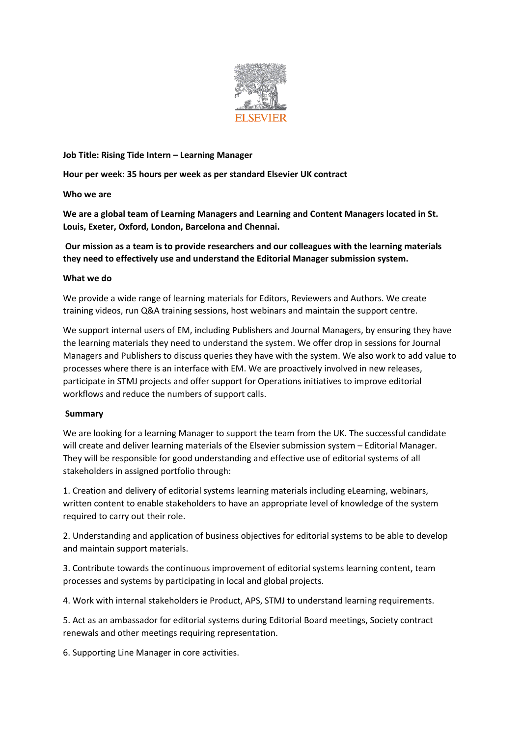**Job Title: Rising Tide Intern – Learning Manager**

**Hour per week: 35 hours per week as per standard Elsevier UK contract**

**Who we are**

**We are a global team of Learning Managers and Learning and Content Managers located in St. Louis, Exeter, Oxford, London, Barcelona and Chennai.**

**Our mission as a team is to provide researchers and our colleagues with the learning materials they need to effectively use and understand the Editorial Manager submission system.**

**What we do**

We provide a wide range of learning materials for Editors, Reviewers and Authors. We create training videos, run Q&A training sessions, host webinars and maintain the support centre.

We support internal users of EM, including Publishers and Journal Managers, by ensuring they have the learning materials they need to understand the system. We offer drop in sessions for Journal Managers and Publishers to discuss queries they have with the system. We also work to add value to processes where there is an interface with EM. We are proactively involved in new releases, participate in STMJ projects and offer support for Operations initiatives to improve editorial workflows and reduce the numbers of support calls.

**Summary**

We are looking for a learning Manager to support the team from the UK. The successful candidate will create and deliver learning materials of the Elsevier submission system – Editorial Manager. They will be responsible for good understanding and effective use of editorial systems of all stakeholders in assigned portfolio through:

1. Creation and delivery of editorial systems learning materials including eLearning, webinars, written content to enable stakeholders to have an appropriate level of knowledge of the system required to carry out their role.

2. Understanding and application of business objectives for editorial systems to be able to develop and maintain support materials.

3. Contribute towards the continuous improvement of editorial systems learning content, team processes and systems by participating in local and global projects.

4. Work with internal stakeholders ie Product, APS, STMJ to understand learning requirements.

5. Act as an ambassador for editorial systems during Editorial Board meetings, Society contract renewals and other meetings requiring representation.

6. Supporting Line Manager in core activities.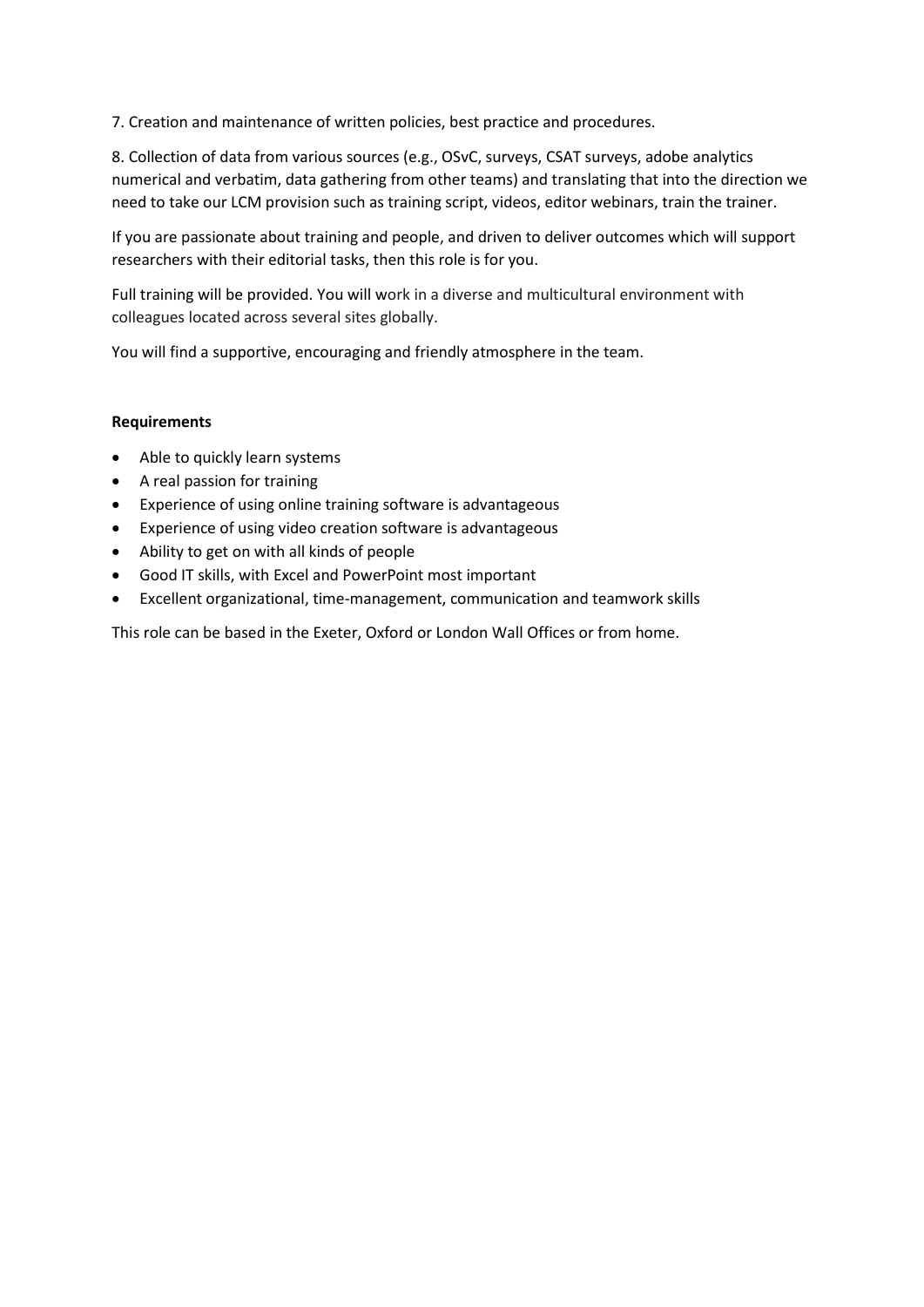7. Creation and maintenance of written policies, best practice and procedures.

8. Collection of data from various sources (e.g., OSvC, surveys, CSAT surveys, adobe analytics numerical and verbatim, data gathering from other teams) and translating that into the direction we need to take our LCM provision such as training script, videos, editor webinars, train the trainer.

If you are passionate about training and people, and driven to deliver outcomes which will support researchers with their editorial tasks, then this role is for you.

Full training will be provided. You will work in a diverse and multicultural environment with colleagues located across several sites globally.

You will find a supportive, encouraging and friendly atmosphere in the team.

**Requirements**

- Able to quickly learn systems
- A real passion for training
- Experience of using online training software is advantageous
- Experience of using video creation software is advantageous
- Ability to get on with all kinds of people
- Good IT skills, with Excel and PowerPoint most important
- Excellent organizational, time-management, communication and teamwork skills

This role can be based in the Exeter, Oxford or London Wall Offices or from home.